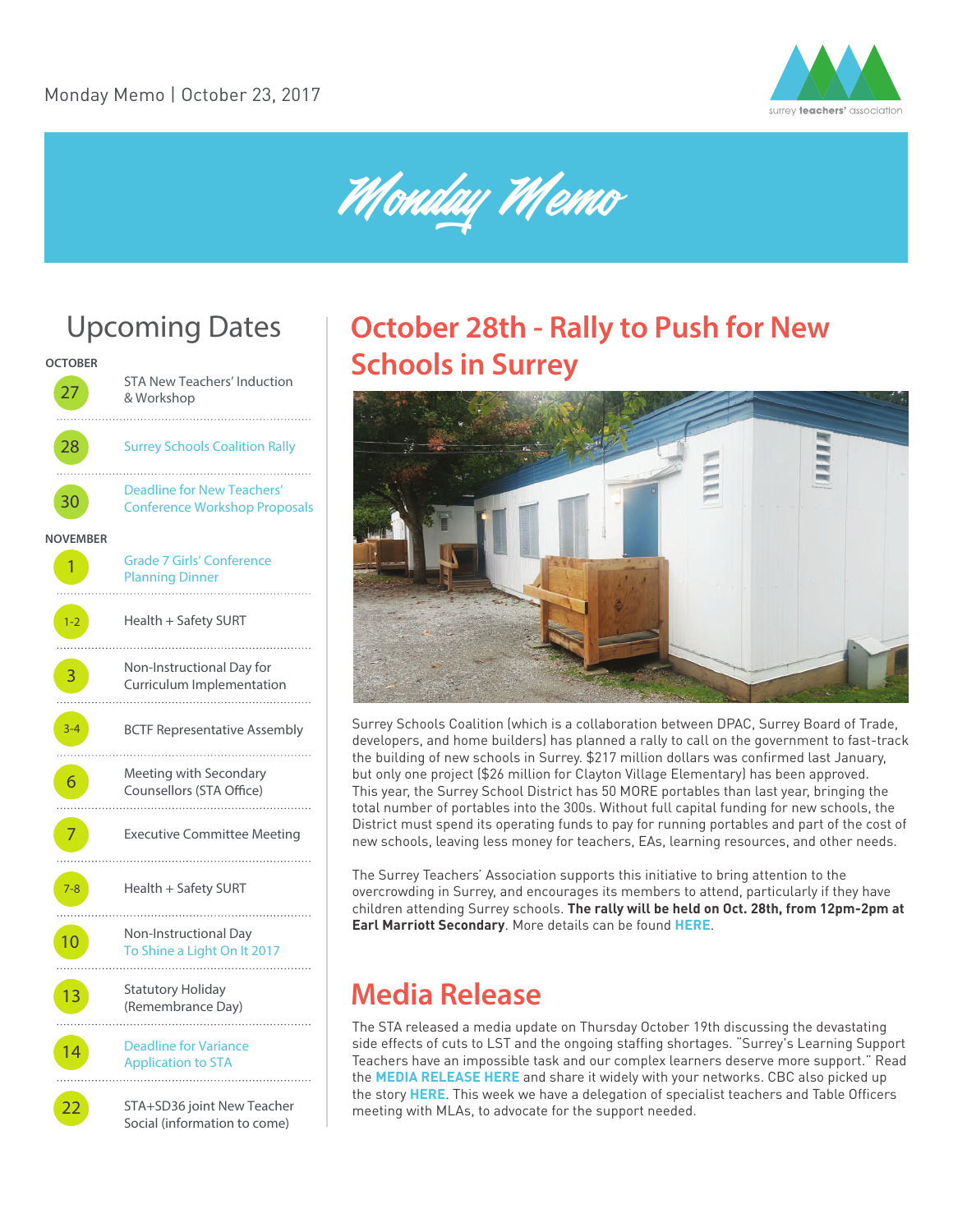Monday Memo | October 23, 2017

# Monday Memo

## Upcoming Dates

**OCTOBER**

- **27** — STA New Teachers' Induction & Workshop
- **28** — Surrey Schools Coalition Rally
- **30** — Deadline for New Teachers' Conference Workshop Proposals

**NOVEMBER**

- **1** — Grade 7 Girls' Conference Planning Dinner
- **1-2** — Health + Safety SURT
- **3** — Non-Instructional Day for Curriculum Implementation
- **3-4** — BCTF Representative Assembly
- **6** — Meeting with Secondary Counsellors (STA Office)
- **7** — Executive Committee Meeting
- **7-8** — Health + Safety SURT
- **10** — Non-Instructional Day To Shine a Light On It 2017
- **13** — Statutory Holiday (Remembrance Day)
- **14** — Deadline for Variance Application to STA
- **22** — STA+SD36 joint New Teacher Social (information to come)

## October 28th - Rally to Push for New Schools in Surrey

Surrey Schools Coalition (which is a collaboration between DPAC, Surrey Board of Trade, developers, and home builders) has planned a rally to call on the government to fast-track the building of new schools in Surrey. $217 million dollars was confirmed last January, but only one project ($26 million for Clayton Village Elementary) has been approved. This year, the Surrey School District has 50 MORE portables than last year, bringing the total number of portables into the 300s. Without full capital funding for new schools, the District must spend its operating funds to pay for running portables and part of the cost of new schools, leaving less money for teachers, EAs, learning resources, and other needs.

The Surrey Teachers' Association supports this initiative to bring attention to the overcrowding in Surrey, and encourages its members to attend, particularly if they have children attending Surrey schools. **The rally will be held on Oct. 28th, from 12pm-2pm at Earl Marriott Secondary**. More details can be found **HERE**.

## Media Release

The STA released a media update on Thursday October 19th discussing the devastating side effects of cuts to LST and the ongoing staffing shortages. "Surrey's Learning Support Teachers have an impossible task and our complex learners deserve more support." Read the **MEDIA RELEASE HERE** and share it widely with your networks. CBC also picked up the story **HERE**. This week we have a delegation of specialist teachers and Table Officers meeting with MLAs, to advocate for the support needed.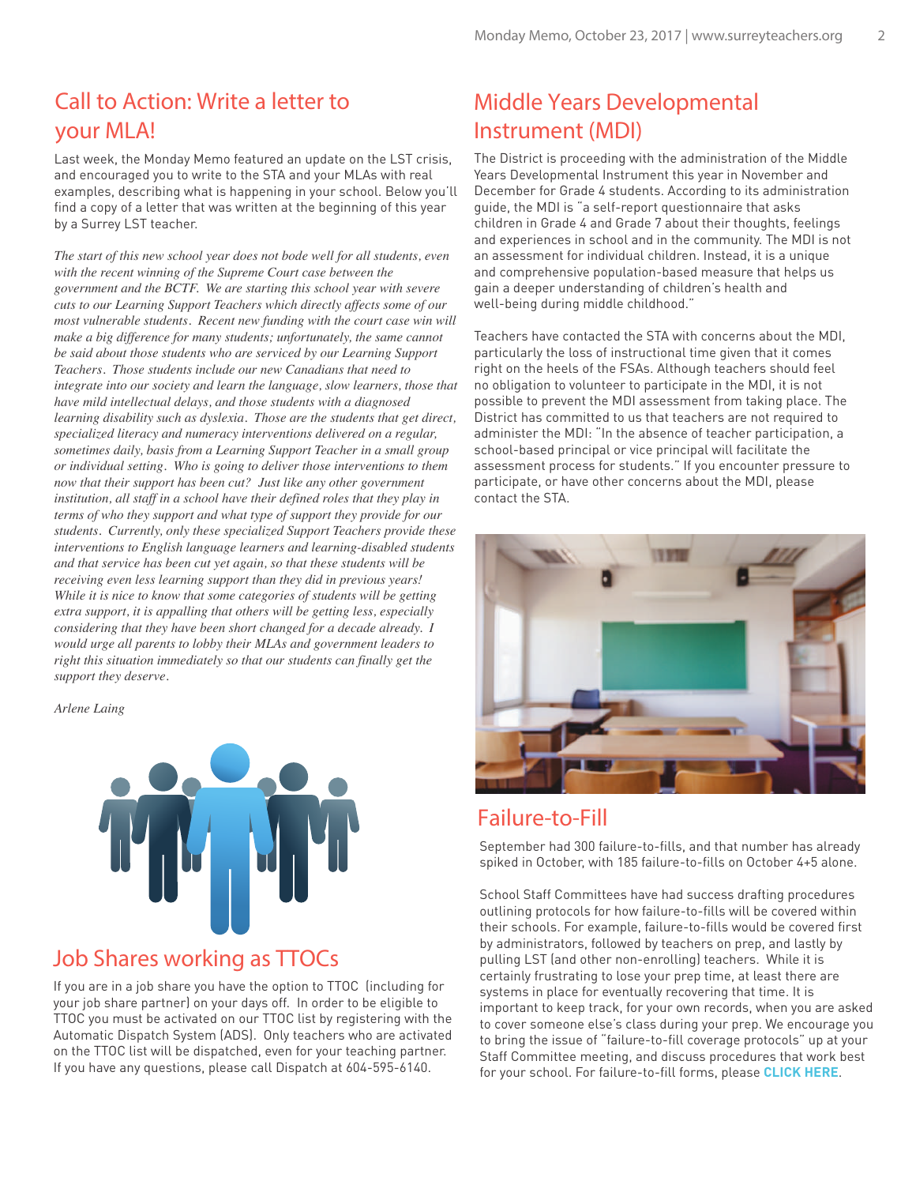## Call to Action: Write a letter to your MLA!

Last week, the Monday Memo featured an update on the LST crisis, and encouraged you to write to the STA and your MLAs with real examples, describing what is happening in your school. Below you'll find a copy of a letter that was written at the beginning of this year by a Surrey LST teacher.

*The start of this new school year does not bode well for all students, even with the recent winning of the Supreme Court case between the government and the BCTF. We are starting this school year with severe cuts to our Learning Support Teachers which directly affects some of our most vulnerable students. Recent new funding with the court case win will make a big difference for many students; unfortunately, the same cannot be said about those students who are serviced by our Learning Support Teachers. Those students include our new Canadians that need to integrate into our society and learn the language, slow learners, those that have mild intellectual delays, and those students with a diagnosed learning disability such as dyslexia. Those are the students that get direct, specialized literacy and numeracy interventions delivered on a regular, sometimes daily, basis from a Learning Support Teacher in a small group or individual setting. Who is going to deliver those interventions to them now that their support has been cut? Just like any other government institution, all staff in a school have their defined roles that they play in terms of who they support and what type of support they provide for our students. Currently, only these specialized Support Teachers provide these interventions to English language learners and learning-disabled students and that service has been cut yet again, so that these students will be receiving even less learning support than they did in previous years! While it is nice to know that some categories of students will be getting extra support, it is appalling that others will be getting less, especially considering that they have been short changed for a decade already. I would urge all parents to lobby their MLAs and government leaders to right this situation immediately so that our students can finally get the support they deserve.*

*Arlene Laing*

## Job Shares working as TTOCs

If you are in a job share you have the option to TTOC (including for your job share partner) on your days off. In order to be eligible to TTOC you must be activated on our TTOC list by registering with the Automatic Dispatch System (ADS). Only teachers who are activated on the TTOC list will be dispatched, even for your teaching partner. If you have any questions, please call Dispatch at 604-595-6140.

## Middle Years Developmental Instrument (MDI)

The District is proceeding with the administration of the Middle Years Developmental Instrument this year in November and December for Grade 4 students. According to its administration guide, the MDI is "a self-report questionnaire that asks children in Grade 4 and Grade 7 about their thoughts, feelings and experiences in school and in the community. The MDI is not an assessment for individual children. Instead, it is a unique and comprehensive population-based measure that helps us gain a deeper understanding of children's health and well-being during middle childhood."

Teachers have contacted the STA with concerns about the MDI, particularly the loss of instructional time given that it comes right on the heels of the FSAs. Although teachers should feel no obligation to volunteer to participate in the MDI, it is not possible to prevent the MDI assessment from taking place. The District has committed to us that teachers are not required to administer the MDI: "In the absence of teacher participation, a school-based principal or vice principal will facilitate the assessment process for students." If you encounter pressure to participate, or have other concerns about the MDI, please contact the STA.

## Failure-to-Fill

September had 300 failure-to-fills, and that number has already spiked in October, with 185 failure-to-fills on October 4+5 alone.

School Staff Committees have had success drafting procedures outlining protocols for how failure-to-fills will be covered within their schools. For example, failure-to-fills would be covered first by administrators, followed by teachers on prep, and lastly by pulling LST (and other non-enrolling) teachers. While it is certainly frustrating to lose your prep time, at least there are systems in place for eventually recovering that time. It is important to keep track, for your own records, when you are asked to cover someone else's class during your prep. We encourage you to bring the issue of "failure-to-fill coverage protocols" up at your Staff Committee meeting, and discuss procedures that work best for your school. For failure-to-fill forms, please **CLICK HERE**.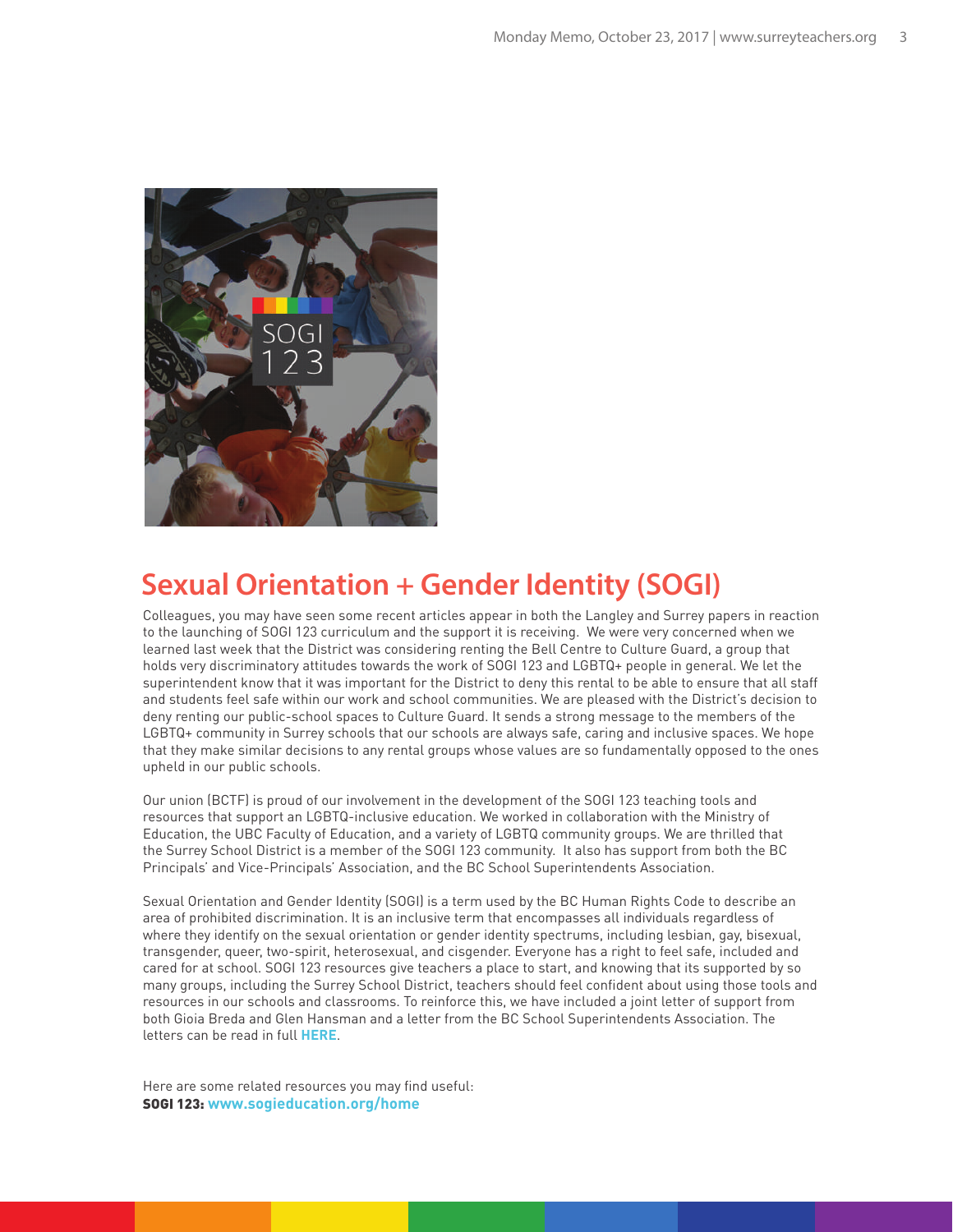## Sexual Orientation + Gender Identity (SOGI)

Colleagues, you may have seen some recent articles appear in both the Langley and Surrey papers in reaction to the launching of SOGI 123 curriculum and the support it is receiving. We were very concerned when we learned last week that the District was considering renting the Bell Centre to Culture Guard, a group that holds very discriminatory attitudes towards the work of SOGI 123 and LGBTQ+ people in general. We let the superintendent know that it was important for the District to deny this rental to be able to ensure that all staff and students feel safe within our work and school communities. We are pleased with the District's decision to deny renting our public-school spaces to Culture Guard. It sends a strong message to the members of the LGBTQ+ community in Surrey schools that our schools are always safe, caring and inclusive spaces. We hope that they make similar decisions to any rental groups whose values are so fundamentally opposed to the ones upheld in our public schools.

Our union (BCTF) is proud of our involvement in the development of the SOGI 123 teaching tools and resources that support an LGBTQ-inclusive education. We worked in collaboration with the Ministry of Education, the UBC Faculty of Education, and a variety of LGBTQ community groups. We are thrilled that the Surrey School District is a member of the SOGI 123 community. It also has support from both the BC Principals' and Vice-Principals' Association, and the BC School Superintendents Association.

Sexual Orientation and Gender Identity (SOGI) is a term used by the BC Human Rights Code to describe an area of prohibited discrimination. It is an inclusive term that encompasses all individuals regardless of where they identify on the sexual orientation or gender identity spectrums, including lesbian, gay, bisexual, transgender, queer, two-spirit, heterosexual, and cisgender. Everyone has a right to feel safe, included and cared for at school. SOGI 123 resources give teachers a place to start, and knowing that its supported by so many groups, including the Surrey School District, teachers should feel confident about using those tools and resources in our schools and classrooms. To reinforce this, we have included a joint letter of support from both Gioia Breda and Glen Hansman and a letter from the BC School Superintendents Association. The letters can be read in full **HERE**.

Here are some related resources you may find useful:
**SOGI 123:** **www.sogieducation.org/home**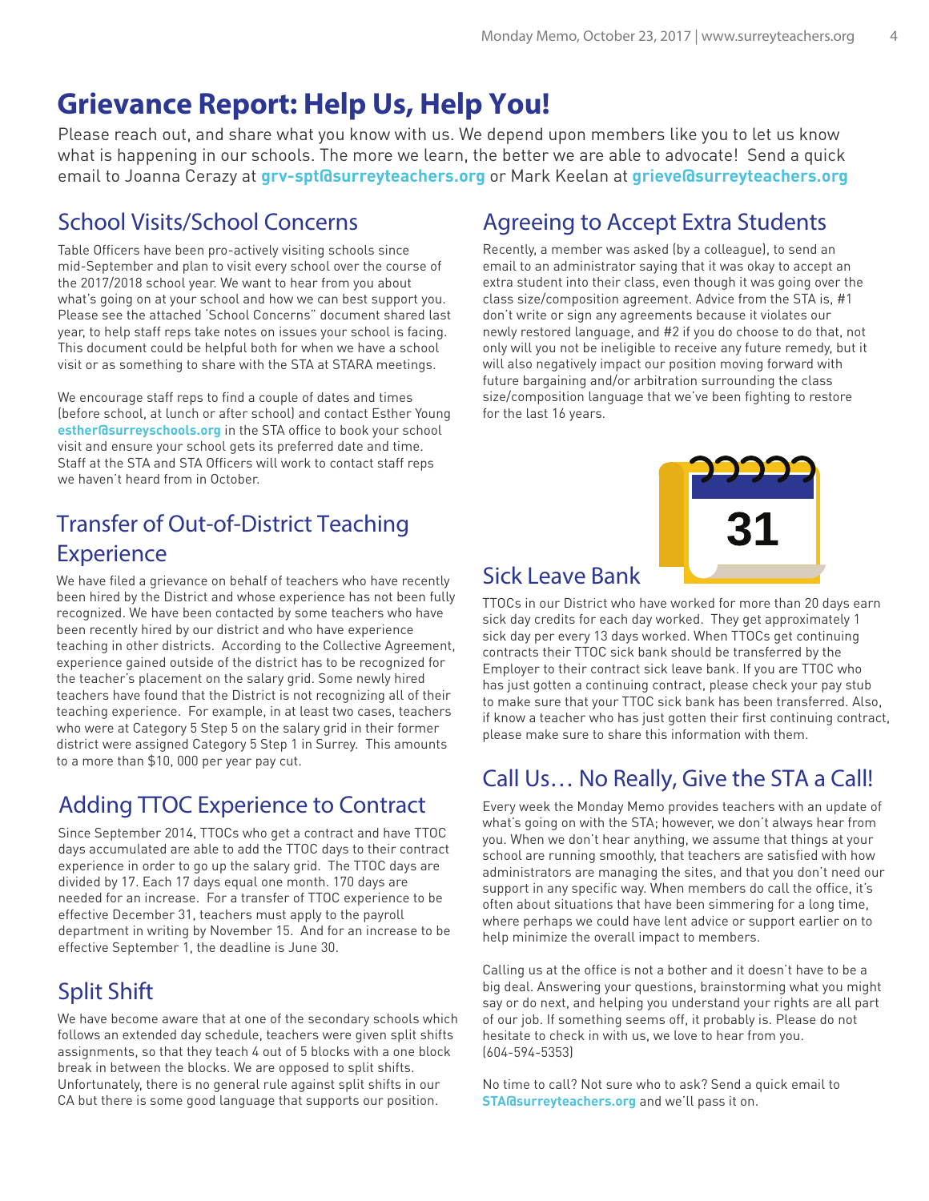# Grievance Report: Help Us, Help You!

Please reach out, and share what you know with us. We depend upon members like you to let us know what is happening in our schools. The more we learn, the better we are able to advocate! Send a quick email to Joanna Cerazy at **grv-spt@surreyteachers.org** or Mark Keelan at **grieve@surreyteachers.org**

## School Visits/School Concerns

Table Officers have been pro-actively visiting schools since mid-September and plan to visit every school over the course of the 2017/2018 school year. We want to hear from you about what's going on at your school and how we can best support you. Please see the attached 'School Concerns" document shared last year, to help staff reps take notes on issues your school is facing. This document could be helpful both for when we have a school visit or as something to share with the STA at STARA meetings.

We encourage staff reps to find a couple of dates and times (before school, at lunch or after school) and contact Esther Young **esther@surreyschools.org** in the STA office to book your school visit and ensure your school gets its preferred date and time. Staff at the STA and STA Officers will work to contact staff reps we haven't heard from in October.

## Transfer of Out-of-District Teaching Experience

We have filed a grievance on behalf of teachers who have recently been hired by the District and whose experience has not been fully recognized. We have been contacted by some teachers who have been recently hired by our district and who have experience teaching in other districts. According to the Collective Agreement, experience gained outside of the district has to be recognized for the teacher's placement on the salary grid. Some newly hired teachers have found that the District is not recognizing all of their teaching experience. For example, in at least two cases, teachers who were at Category 5 Step 5 on the salary grid in their former district were assigned Category 5 Step 1 in Surrey. This amounts to a more than $10, 000 per year pay cut.

## Adding TTOC Experience to Contract

Since September 2014, TTOCs who get a contract and have TTOC days accumulated are able to add the TTOC days to their contract experience in order to go up the salary grid. The TTOC days are divided by 17. Each 17 days equal one month. 170 days are needed for an increase. For a transfer of TTOC experience to be effective December 31, teachers must apply to the payroll department in writing by November 15. And for an increase to be effective September 1, the deadline is June 30.

## Split Shift

We have become aware that at one of the secondary schools which follows an extended day schedule, teachers were given split shifts assignments, so that they teach 4 out of 5 blocks with a one block break in between the blocks. We are opposed to split shifts. Unfortunately, there is no general rule against split shifts in our CA but there is some good language that supports our position.

## Agreeing to Accept Extra Students

Recently, a member was asked (by a colleague), to send an email to an administrator saying that it was okay to accept an extra student into their class, even though it was going over the class size/composition agreement. Advice from the STA is, #1 don't write or sign any agreements because it violates our newly restored language, and #2 if you do choose to do that, not only will you not be ineligible to receive any future remedy, but it will also negatively impact our position moving forward with future bargaining and/or arbitration surrounding the class size/composition language that we've been fighting to restore for the last 16 years.

## Sick Leave Bank

TTOCs in our District who have worked for more than 20 days earn sick day credits for each day worked. They get approximately 1 sick day per every 13 days worked. When TTOCs get continuing contracts their TTOC sick bank should be transferred by the Employer to their contract sick leave bank. If you are TTOC who has just gotten a continuing contract, please check your pay stub to make sure that your TTOC sick bank has been transferred. Also, if know a teacher who has just gotten their first continuing contract, please make sure to share this information with them.

## Call Us… No Really, Give the STA a Call!

Every week the Monday Memo provides teachers with an update of what's going on with the STA; however, we don't always hear from you. When we don't hear anything, we assume that things at your school are running smoothly, that teachers are satisfied with how administrators are managing the sites, and that you don't need our support in any specific way. When members do call the office, it's often about situations that have been simmering for a long time, where perhaps we could have lent advice or support earlier on to help minimize the overall impact to members.

Calling us at the office is not a bother and it doesn't have to be a big deal. Answering your questions, brainstorming what you might say or do next, and helping you understand your rights are all part of our job. If something seems off, it probably is. Please do not hesitate to check in with us, we love to hear from you. (604-594-5353)

No time to call? Not sure who to ask? Send a quick email to **STA@surreyteachers.org** and we'll pass it on.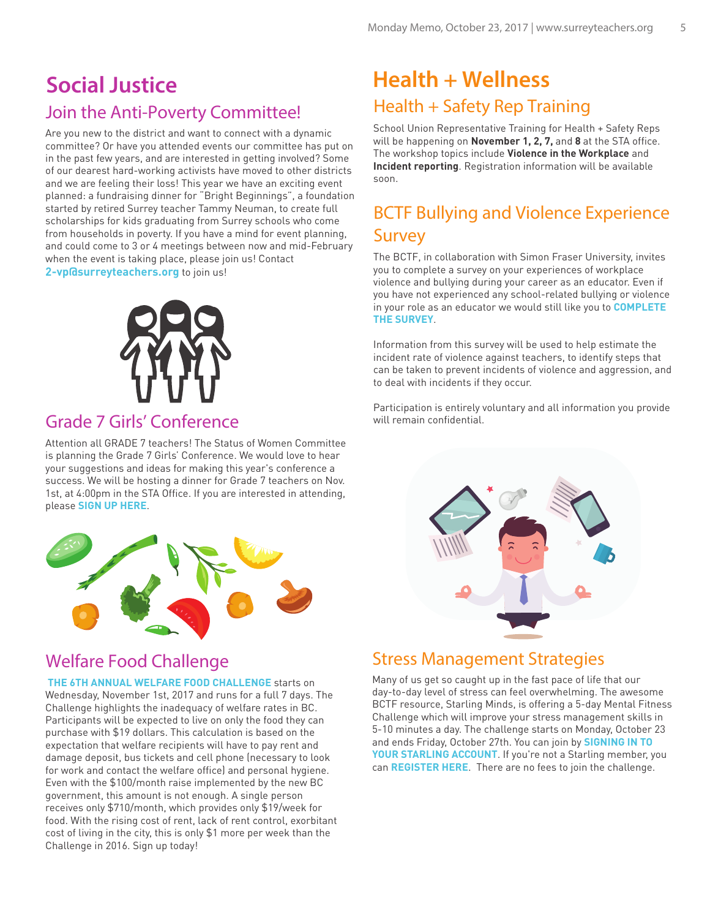# Social Justice

## Join the Anti-Poverty Committee!

Are you new to the district and want to connect with a dynamic committee? Or have you attended events our committee has put on in the past few years, and are interested in getting involved? Some of our dearest hard-working activists have moved to other districts and we are feeling their loss! This year we have an exciting event planned: a fundraising dinner for "Bright Beginnings", a foundation started by retired Surrey teacher Tammy Neuman, to create full scholarships for kids graduating from Surrey schools who come from households in poverty. If you have a mind for event planning, and could come to 3 or 4 meetings between now and mid-February when the event is taking place, please join us! Contact **2-vp@surreyteachers.org** to join us!

## Grade 7 Girls' Conference

Attention all GRADE 7 teachers! The Status of Women Committee is planning the Grade 7 Girls' Conference. We would love to hear your suggestions and ideas for making this year's conference a success. We will be hosting a dinner for Grade 7 teachers on Nov. 1st, at 4:00pm in the STA Office. If you are interested in attending, please **SIGN UP HERE**.

## Welfare Food Challenge

**THE 6TH ANNUAL WELFARE FOOD CHALLENGE** starts on Wednesday, November 1st, 2017 and runs for a full 7 days. The Challenge highlights the inadequacy of welfare rates in BC. Participants will be expected to live on only the food they can purchase with $19 dollars. This calculation is based on the expectation that welfare recipients will have to pay rent and damage deposit, bus tickets and cell phone (necessary to look for work and contact the welfare office) and personal hygiene. Even with the $100/month raise implemented by the new BC government, this amount is not enough. A single person receives only $710/month, which provides only $19/week for food. With the rising cost of rent, lack of rent control, exorbitant cost of living in the city, this is only $1 more per week than the Challenge in 2016. Sign up today!

# Health + Wellness

## Health + Safety Rep Training

School Union Representative Training for Health + Safety Reps will be happening on **November 1, 2, 7,** and **8** at the STA office. The workshop topics include **Violence in the Workplace** and **Incident reporting**. Registration information will be available soon.

## BCTF Bullying and Violence Experience Survey

The BCTF, in collaboration with Simon Fraser University, invites you to complete a survey on your experiences of workplace violence and bullying during your career as an educator. Even if you have not experienced any school-related bullying or violence in your role as an educator we would still like you to **COMPLETE THE SURVEY**.

Information from this survey will be used to help estimate the incident rate of violence against teachers, to identify steps that can be taken to prevent incidents of violence and aggression, and to deal with incidents if they occur.

Participation is entirely voluntary and all information you provide will remain confidential.

## Stress Management Strategies

Many of us get so caught up in the fast pace of life that our day-to-day level of stress can feel overwhelming. The awesome BCTF resource, Starling Minds, is offering a 5-day Mental Fitness Challenge which will improve your stress management skills in 5-10 minutes a day. The challenge starts on Monday, October 23 and ends Friday, October 27th. You can join by **SIGNING IN TO YOUR STARLING ACCOUNT**. If you're not a Starling member, you can **REGISTER HERE**. There are no fees to join the challenge.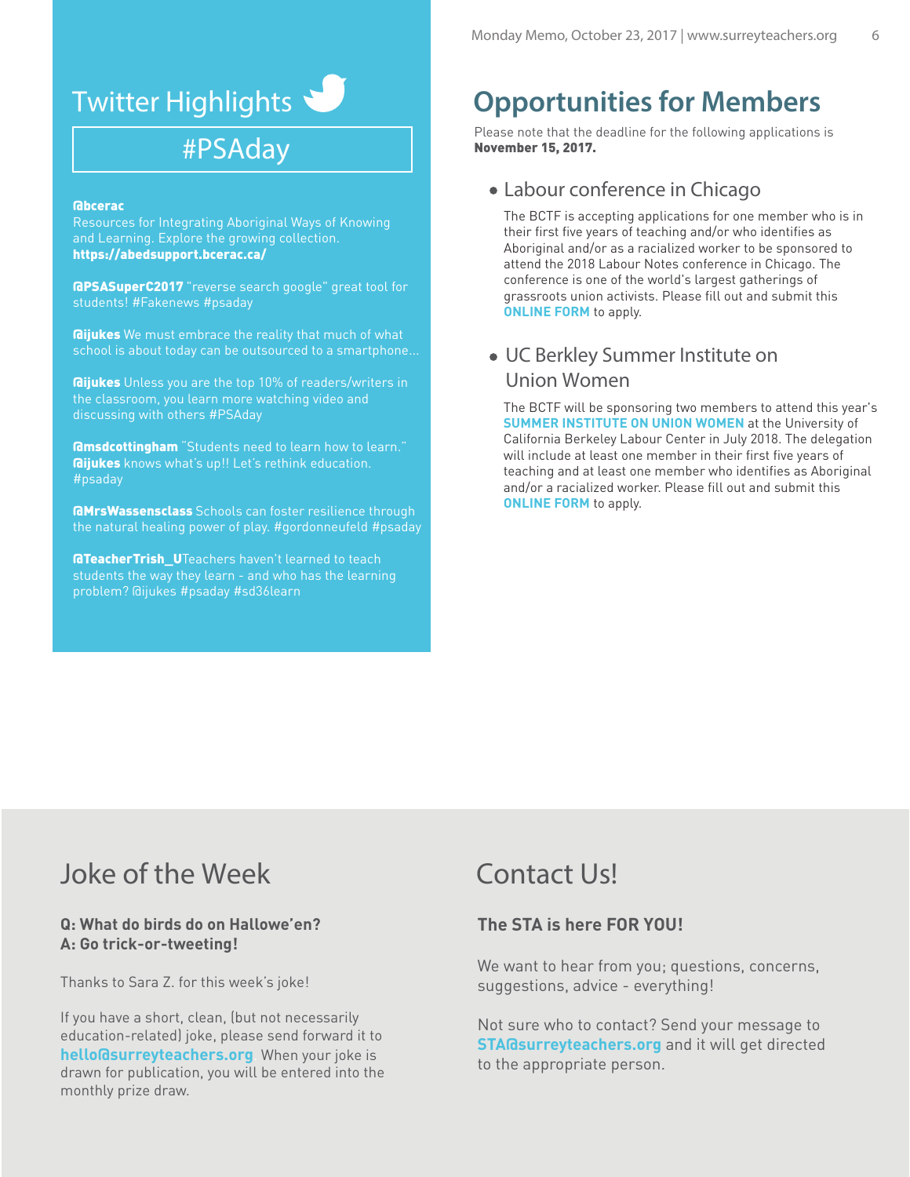## Twitter Highlights

### #PSAday

**@bcerac**
Resources for Integrating Aboriginal Ways of Knowing and Learning. Explore the growing collection.
**https://abedsupport.bcerac.ca/**

**@PSASuperC2017** "reverse search google" great tool for students! #Fakenews #psaday

**@ijukes** We must embrace the reality that much of what school is about today can be outsourced to a smartphone...

**@ijukes** Unless you are the top 10% of readers/writers in the classroom, you learn more watching video and discussing with others #PSAday

**@msdcottingham** "Students need to learn how to learn." **@ijukes** knows what's up!! Let's rethink education. #psaday

**@MrsWassensclass** Schools can foster resilience through the natural healing power of play. #gordonneufeld #psaday

**@TeacherTrish_U**Teachers haven't learned to teach students the way they learn - and who has the learning problem? @ijukes #psaday #sd36learn

# Opportunities for Members

Please note that the deadline for the following applications is **November 15, 2017.**

- ### Labour conference in Chicago

  The BCTF is accepting applications for one member who is in their first five years of teaching and/or who identifies as Aboriginal and/or as a racialized worker to be sponsored to attend the 2018 Labour Notes conference in Chicago. The conference is one of the world's largest gatherings of grassroots union activists. Please fill out and submit this **ONLINE FORM** to apply.

- ### UC Berkley Summer Institute on Union Women

  The BCTF will be sponsoring two members to attend this year's **SUMMER INSTITUTE ON UNION WOMEN** at the University of California Berkeley Labour Center in July 2018. The delegation will include at least one member in their first five years of teaching and at least one member who identifies as Aboriginal and/or a racialized worker. Please fill out and submit this **ONLINE FORM** to apply.

## Joke of the Week

**Q: What do birds do on Hallowe'en?**
**A: Go trick-or-tweeting!**

Thanks to Sara Z. for this week's joke!

If you have a short, clean, (but not necessarily education-related) joke, please send forward it to **hello@surreyteachers.org**. When your joke is drawn for publication, you will be entered into the monthly prize draw.

## Contact Us!

**The STA is here FOR YOU!**

We want to hear from you; questions, concerns, suggestions, advice - everything!

Not sure who to contact? Send your message to **STA@surreyteachers.org** and it will get directed to the appropriate person.